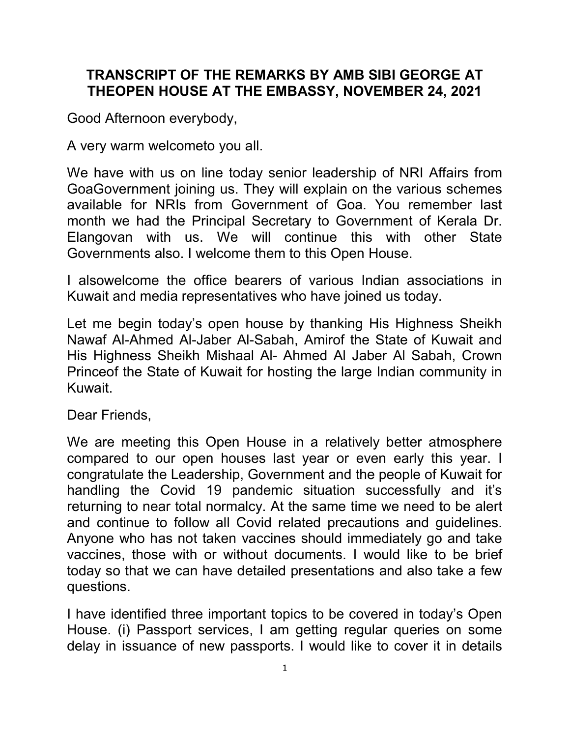# TRANSCRIPT OF THE REMARKS BY AMB SIBI GEORGE AT THEOPEN HOUSE AT THE EMBASSY, NOVEMBER 24, 2021

Good Afternoon everybody,

A very warm welcometo you all.

We have with us on line today senior leadership of NRI Affairs from GoaGovernment joining us. They will explain on the various schemes available for NRIs from Government of Goa. You remember last month we had the Principal Secretary to Government of Kerala Dr. Elangovan with us. We will continue this with other State Governments also. I welcome them to this Open House.

I alsowelcome the office bearers of various Indian associations in Kuwait and media representatives who have joined us today.

Let me begin today's open house by thanking His Highness Sheikh Nawaf Al-Ahmed Al-Jaber Al-Sabah, Amirof the State of Kuwait and His Highness Sheikh Mishaal Al- Ahmed Al Jaber Al Sabah, Crown Princeof the State of Kuwait for hosting the large Indian community in Kuwait.

Dear Friends,

We are meeting this Open House in a relatively better atmosphere compared to our open houses last year or even early this year. I congratulate the Leadership, Government and the people of Kuwait for handling the Covid 19 pandemic situation successfully and it's returning to near total normalcy. At the same time we need to be alert and continue to follow all Covid related precautions and guidelines. Anyone who has not taken vaccines should immediately go and take vaccines, those with or without documents. I would like to be brief today so that we can have detailed presentations and also take a few questions.

I have identified three important topics to be covered in today's Open House. (i) Passport services, I am getting regular queries on some delay in issuance of new passports. I would like to cover it in details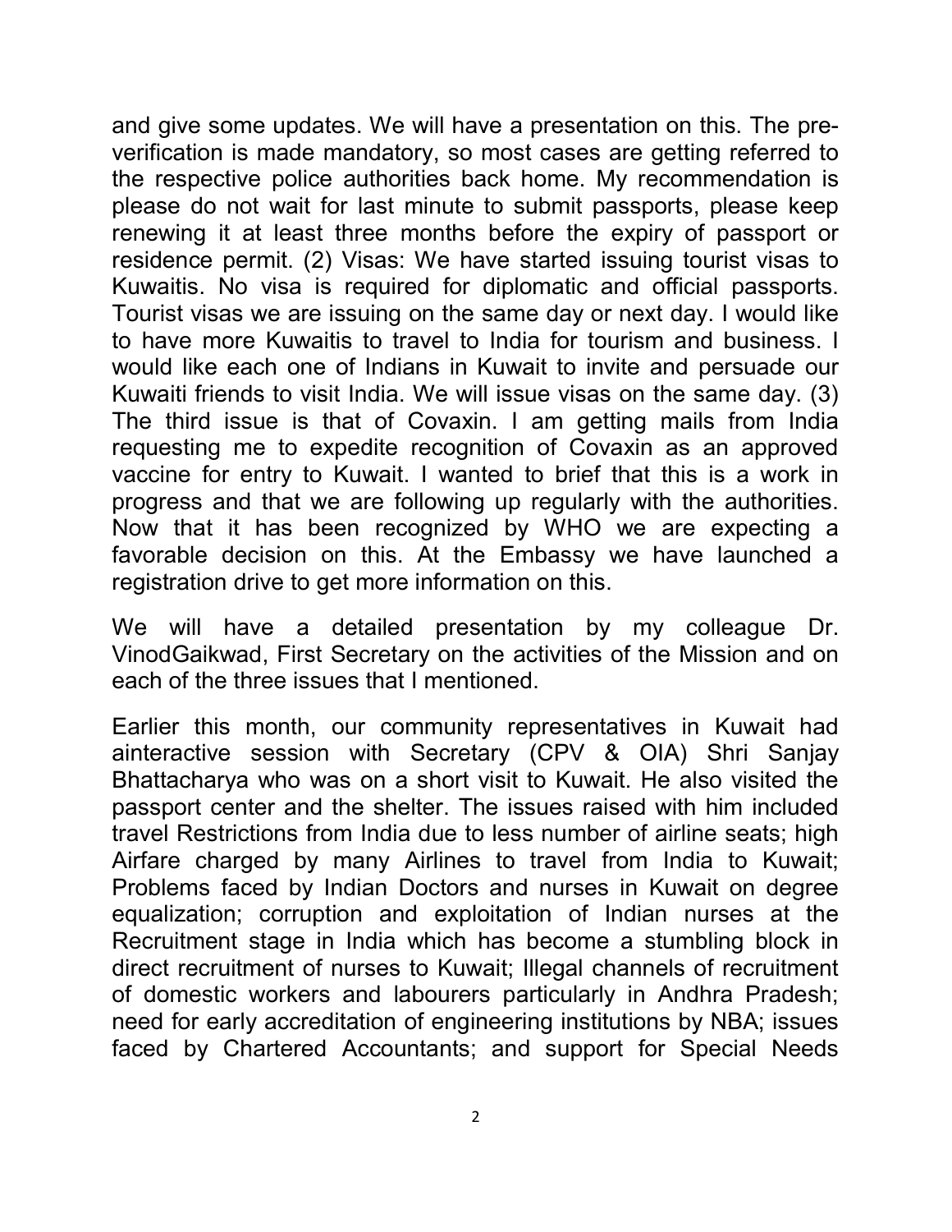and give some updates. We will have a presentation on this. The pre-verification is made mandatory, so most cases are getting referred to the respective police authorities back home. My recommendation is please do not wait for last minute to submit passports, please keep renewing it at least three months before the expiry of passport or residence permit. (2) Visas: We have started issuing tourist visas to Kuwaitis. No visa is required for diplomatic and official passports. Tourist visas we are issuing on the same day or next day. I would like to have more Kuwaitis to travel to India for tourism and business. I would like each one of Indians in Kuwait to invite and persuade our Kuwaiti friends to visit India. We will issue visas on the same day. (3) The third issue is that of Covaxin. I am getting mails from India requesting me to expedite recognition of Covaxin as an approved vaccine for entry to Kuwait. I wanted to brief that this is a work in progress and that we are following up regularly with the authorities. Now that it has been recognized by WHO we are expecting a favorable decision on this. At the Embassy we have launched a registration drive to get more information on this.

We will have a detailed presentation by my colleague Dr. VinodGaikwad, First Secretary on the activities of the Mission and on each of the three issues that I mentioned.

Earlier this month, our community representatives in Kuwait had ainteractive session with Secretary (CPV & OIA) Shri Sanjay Bhattacharya who was on a short visit to Kuwait. He also visited the passport center and the shelter. The issues raised with him included travel Restrictions from India due to less number of airline seats; high Airfare charged by many Airlines to travel from India to Kuwait; Problems faced by Indian Doctors and nurses in Kuwait on degree equalization; corruption and exploitation of Indian nurses at the Recruitment stage in India which has become a stumbling block in direct recruitment of nurses to Kuwait; Illegal channels of recruitment of domestic workers and labourers particularly in Andhra Pradesh; need for early accreditation of engineering institutions by NBA; issues faced by Chartered Accountants; and support for Special Needs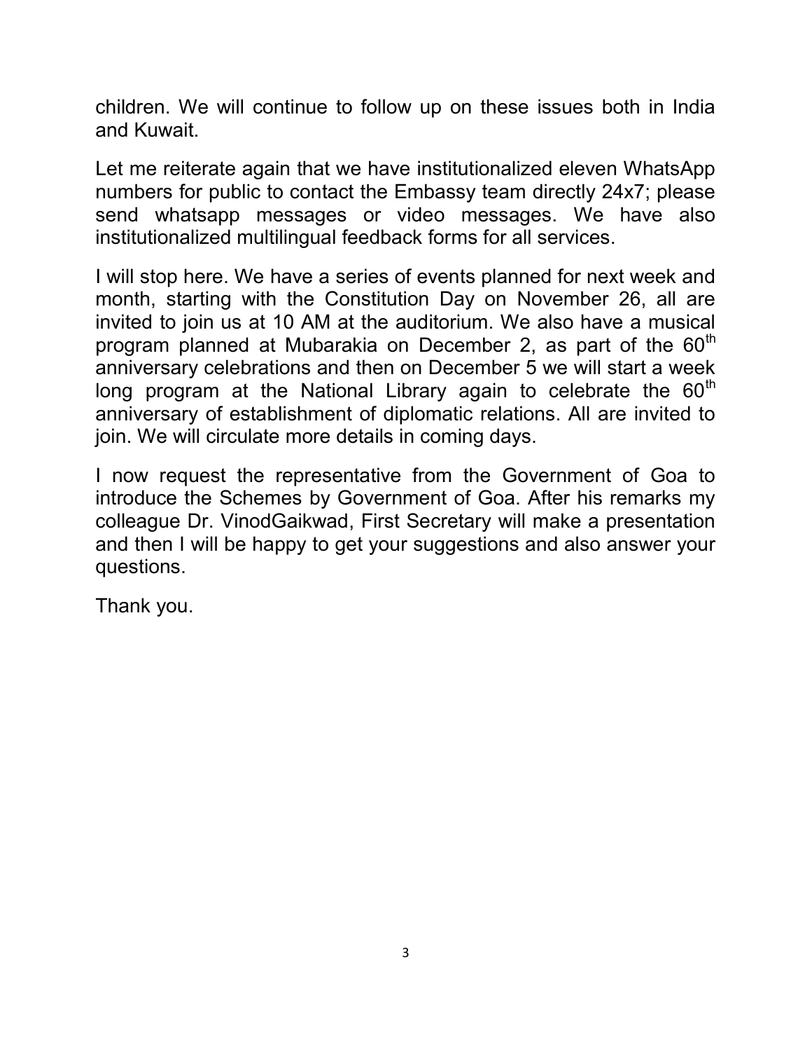children. We will continue to follow up on these issues both in India and Kuwait.

Let me reiterate again that we have institutionalized eleven WhatsApp numbers for public to contact the Embassy team directly 24x7; please send whatsapp messages or video messages. We have also institutionalized multilingual feedback forms for all services.

I will stop here. We have a series of events planned for next week and month, starting with the Constitution Day on November 26, all are invited to join us at 10 AM at the auditorium. We also have a musical program planned at Mubarakia on December 2, as part of the 60th anniversary celebrations and then on December 5 we will start a week long program at the National Library again to celebrate the 60th anniversary of establishment of diplomatic relations. All are invited to join. We will circulate more details in coming days.

I now request the representative from the Government of Goa to introduce the Schemes by Government of Goa. After his remarks my colleague Dr. VinodGaikwad, First Secretary will make a presentation and then I will be happy to get your suggestions and also answer your questions.

Thank you.